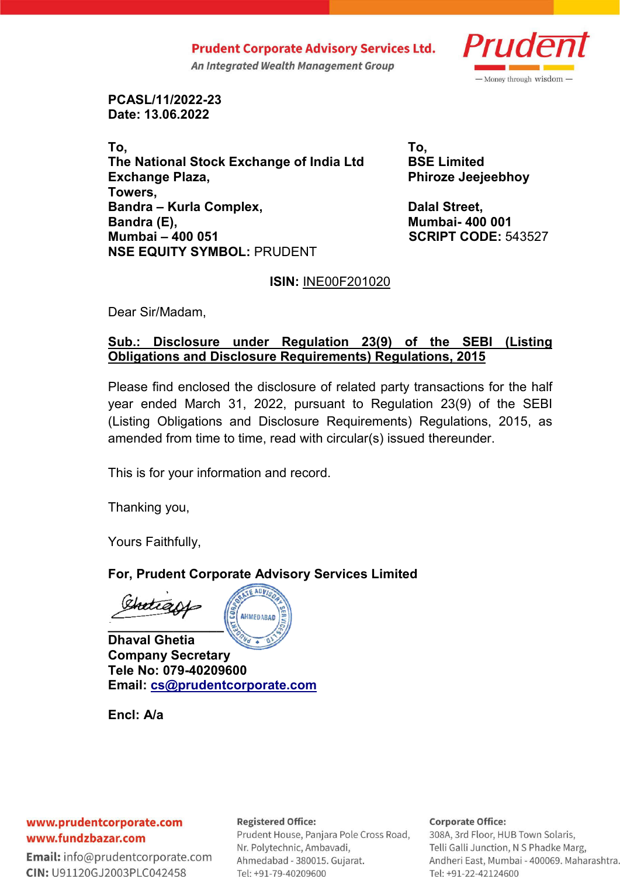**Prudent Corporate Advisory Services Ltd.**
*An Integrated Wealth Management Group*

Prudent — Money through wisdom —

**PCASL/11/2022-23**
**Date: 13.06.2022**

**To,**
**The National Stock Exchange of India Ltd**
**Exchange Plaza,**
**Bandra – Kurla Complex,**
**Bandra (E),**
**Mumbai – 400 051**
**NSE EQUITY SYMBOL:** PRUDENT

**To,**
**BSE Limited**
**Phiroze Jeejeebhoy Towers,**
**Dalal Street,**
**Mumbai- 400 001**
**SCRIPT CODE:** 543527

**ISIN:** INE00F201020

Dear Sir/Madam,

**Sub.: Disclosure under Regulation 23(9) of the SEBI (Listing Obligations and Disclosure Requirements) Regulations, 2015**

Please find enclosed the disclosure of related party transactions for the half year ended March 31, 2022, pursuant to Regulation 23(9) of the SEBI (Listing Obligations and Disclosure Requirements) Regulations, 2015, as amended from time to time, read with circular(s) issued thereunder.

This is for your information and record.

Thanking you,

Yours Faithfully,

**For, Prudent Corporate Advisory Services Limited**

**Dhaval Ghetia**
**Company Secretary**
**Tele No: 079-40209600**
**Email: cs@prudentcorporate.com**

**Encl: A/a**

www.prudentcorporate.com
www.fundzbazar.com
**Email:** info@prudentcorporate.com
**CIN:** U91120GJ2003PLC042458

**Registered Office:**
Prudent House, Panjara Pole Cross Road,
Nr. Polytechnic, Ambavadi,
Ahmedabad - 380015. Gujarat.
Tel: +91-79-40209600

**Corporate Office:**
308A, 3rd Floor, HUB Town Solaris,
Telli Galli Junction, N S Phadke Marg,
Andheri East, Mumbai - 400069. Maharashtra.
Tel: +91-22-42124600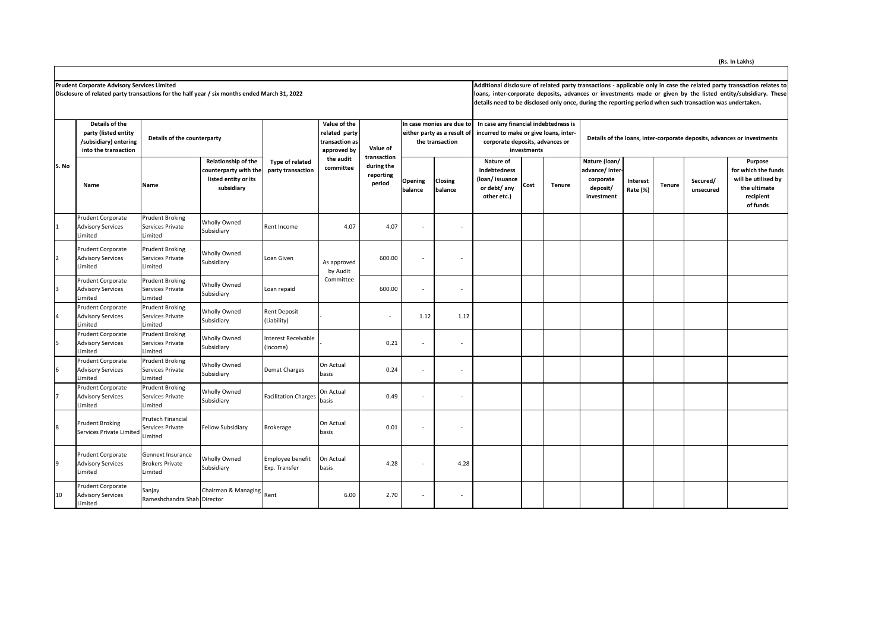(Rs. In Lakhs)

**Prudent Corporate Advisory Services Limited**
**Disclosure of related party transactions for the half year / six months ended March 31, 2022**

**Additional disclosure of related party transactions - applicable only in case the related party transaction relates to loans, inter-corporate deposits, advances or investments made or given by the listed entity/subsidiary. These details need to be disclosed only once, during the reporting period when such transaction was undertaken.**

| S. No | Details of the party (listed entity /subsidiary) entering into the transaction | Details of the counterparty | | Type of related party transaction | Value of the related party transaction as approved by the audit committee | Value of transaction during the reporting period | In case monies are due to either party as a result of the transaction | | In case any financial indebtedness is incurred to make or give loans, inter-corporate deposits, advances or investments | | | Details of the loans, inter-corporate deposits, advances or investments | | | | |
|---|---|---|---|---|---|---|---|---|---|---|---|---|---|---|---|---|
| | Name | Name | Relationship of the counterparty with the listed entity or its subsidiary | | | | Opening balance | Closing balance | Nature of indebtedness (loan/ issuance or debt/ any other etc.) | Cost | Tenure | Nature (loan/ advance/ inter-corporate deposit/ investment | Interest Rate (%) | Tenure | Secured/ unsecured | Purpose for which the funds will be utilised by the ultimate recipient of funds |
| 1 | Prudent Corporate Advisory Services Limited | Prudent Broking Services Private Limited | Wholly Owned Subsidiary | Rent Income | 4.07 | 4.07 | - | - | | | | | | | | |
| 2 | Prudent Corporate Advisory Services Limited | Prudent Broking Services Private Limited | Wholly Owned Subsidiary | Loan Given | As approved by Audit Committee | 600.00 | - | - | | | | | | | | |
| 3 | Prudent Corporate Advisory Services Limited | Prudent Broking Services Private Limited | Wholly Owned Subsidiary | Loan repaid | | 600.00 | - | - | | | | | | | | |
| 4 | Prudent Corporate Advisory Services Limited | Prudent Broking Services Private Limited | Wholly Owned Subsidiary | Rent Deposit (Liability) | - | - | 1.12 | 1.12 | | | | | | | | |
| 5 | Prudent Corporate Advisory Services Limited | Prudent Broking Services Private Limited | Wholly Owned Subsidiary | Interest Receivable (Income) | - | 0.21 | - | - | | | | | | | | |
| 6 | Prudent Corporate Advisory Services Limited | Prudent Broking Services Private Limited | Wholly Owned Subsidiary | Demat Charges | On Actual basis | 0.24 | - | - | | | | | | | | |
| 7 | Prudent Corporate Advisory Services Limited | Prudent Broking Services Private Limited | Wholly Owned Subsidiary | Facilitation Charges | On Actual basis | 0.49 | - | - | | | | | | | | |
| 8 | Prudent Broking Services Private Limited | Prutech Financial Services Private Limited | Fellow Subsidiary | Brokerage | On Actual basis | 0.01 | - | - | | | | | | | | |
| 9 | Prudent Corporate Advisory Services Limited | Gennext Insurance Brokers Private Limited | Wholly Owned Subsidiary | Employee benefit Exp. Transfer | On Actual basis | 4.28 | - | 4.28 | | | | | | | | |
| 10 | Prudent Corporate Advisory Services Limited | Sanjay Rameshchandra Shah | Chairman & Managing Director | Rent | 6.00 | 2.70 | - | - | | | | | | | | |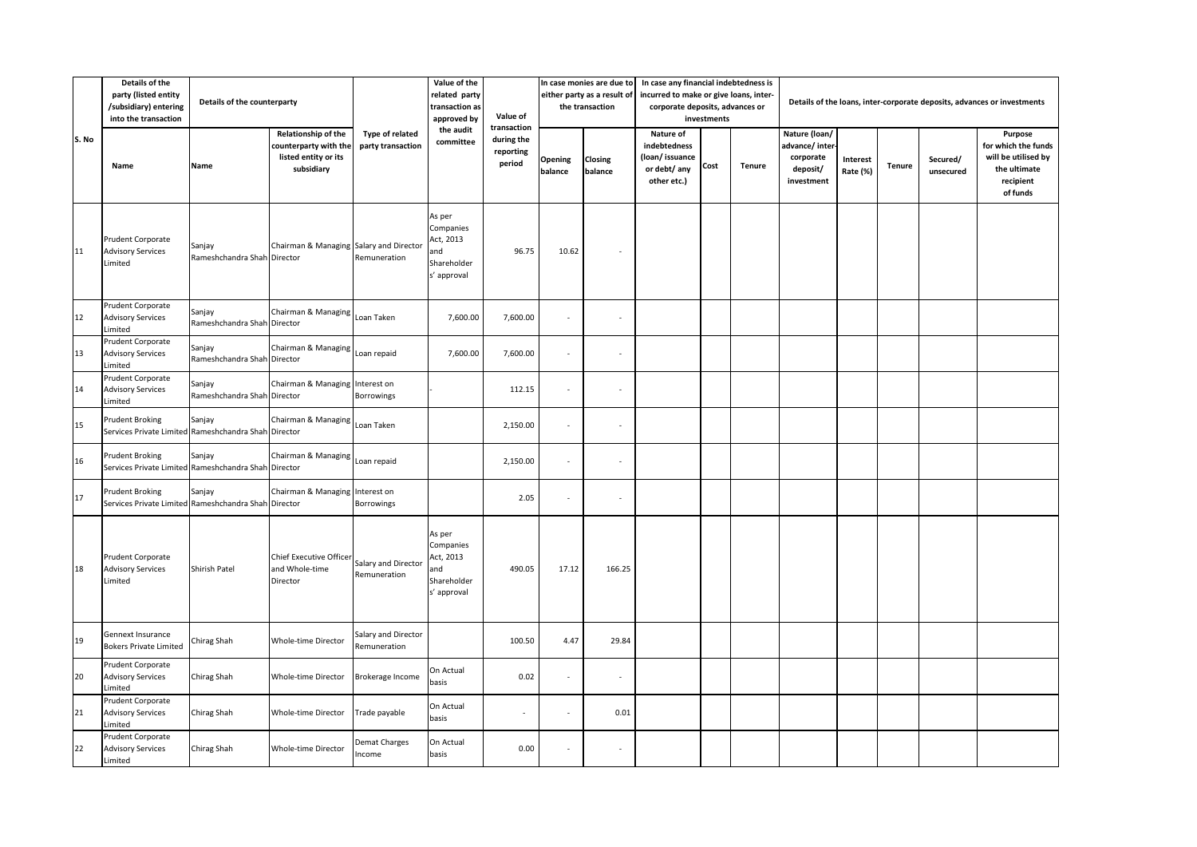| S. No | Details of the party (listed entity /subsidiary) entering into the transaction | Details of the counterparty | | | Value of the related party transaction as approved by the audit committee | Value of transaction during the reporting period | In case monies are due to either party as a result of the transaction | | In case any financial indebtedness is incurred to make or give loans, inter-corporate deposits, advances or investments | | | Details of the loans, inter-corporate deposits, advances or investments | | | | |
|---|---|---|---|---|---|---|---|---|---|---|---|---|---|---|---|---|
| | Name | Name | Relationship of the counterparty with the listed entity or its subsidiary | Type of related party transaction | | | Opening balance | Closing balance | Nature of indebtedness (loan/ issuance or debt/ any other etc.) | Cost | Tenure | Nature (loan/ advance/ inter-corporate deposit/ investment | Interest Rate (%) | Tenure | Secured/ unsecured | Purpose for which the funds will be utilised by the ultimate recipient of funds |
| 11 | Prudent Corporate Advisory Services Limited | Sanjay Rameshchandra Shah | Chairman & Managing Director | Salary and Director Remuneration | As per Companies Act, 2013 and Shareholders' approval | 96.75 | 10.62 | - | | | | | | | | |
| 12 | Prudent Corporate Advisory Services Limited | Sanjay Rameshchandra Shah | Chairman & Managing Director | Loan Taken | 7,600.00 | 7,600.00 | - | - | | | | | | | | |
| 13 | Prudent Corporate Advisory Services Limited | Sanjay Rameshchandra Shah | Chairman & Managing Director | Loan repaid | 7,600.00 | 7,600.00 | - | - | | | | | | | | |
| 14 | Prudent Corporate Advisory Services Limited | Sanjay Rameshchandra Shah | Chairman & Managing Director | Interest on Borrowings | - | 112.15 | - | - | | | | | | | | |
| 15 | Prudent Broking Services Private Limited | Sanjay Rameshchandra Shah | Chairman & Managing Director | Loan Taken | | 2,150.00 | - | - | | | | | | | | |
| 16 | Prudent Broking Services Private Limited | Sanjay Rameshchandra Shah | Chairman & Managing Director | Loan repaid | | 2,150.00 | - | - | | | | | | | | |
| 17 | Prudent Broking Services Private Limited | Sanjay Rameshchandra Shah | Chairman & Managing Director | Interest on Borrowings | | 2.05 | - | - | | | | | | | | |
| 18 | Prudent Corporate Advisory Services Limited | Shirish Patel | Chief Executive Officer and Whole-time Director | Salary and Director Remuneration | As per Companies Act, 2013 and Shareholders' approval | 490.05 | 17.12 | 166.25 | | | | | | | | |
| 19 | Gennext Insurance Bokers Private Limited | Chirag Shah | Whole-time Director | Salary and Director Remuneration | | 100.50 | 4.47 | 29.84 | | | | | | | | |
| 20 | Prudent Corporate Advisory Services Limited | Chirag Shah | Whole-time Director | Brokerage Income | On Actual basis | 0.02 | - | - | | | | | | | | |
| 21 | Prudent Corporate Advisory Services Limited | Chirag Shah | Whole-time Director | Trade payable | On Actual basis | - | - | 0.01 | | | | | | | | |
| 22 | Prudent Corporate Advisory Services Limited | Chirag Shah | Whole-time Director | Demat Charges Income | On Actual basis | 0.00 | - | - | | | | | | | | |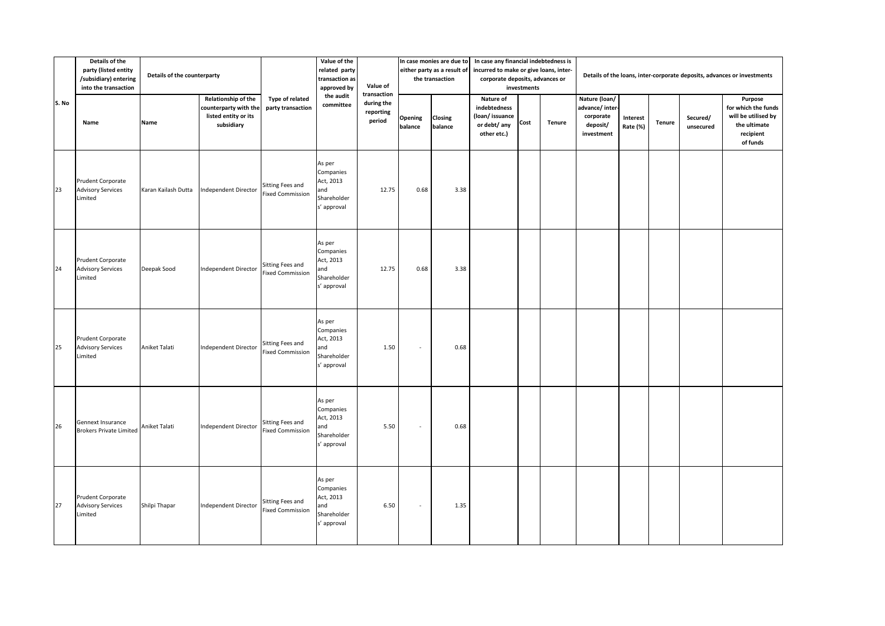| S. No | Details of the party (listed entity /subsidiary) entering into the transaction | Details of the counterparty | | Type of related party transaction | Value of the related party transaction as approved by the audit committee | Value of transaction during the reporting period | In case monies are due to either party as a result of the transaction | | In case any financial indebtedness is incurred to make or give loans, inter-corporate deposits, advances or investments | | | Details of the loans, inter-corporate deposits, advances or investments | | | | |
|---|---|---|---|---|---|---|---|---|---|---|---|---|---|---|---|---|
| | Name | Name | Relationship of the counterparty with the listed entity or its subsidiary | | | | Opening balance | Closing balance | Nature of indebtedness (loan/ issuance or debt/ any other etc.) | Cost | Tenure | Nature (loan/ advance/ inter-corporate deposit/ investment | Interest Rate (%) | Tenure | Secured/ unsecured | Purpose for which the funds will be utilised by the ultimate recipient of funds |
| 23 | Prudent Corporate Advisory Services Limited | Karan Kailash Dutta | Independent Director | Sitting Fees and Fixed Commission | As per Companies Act, 2013 and Shareholder s' approval | 12.75 | 0.68 | 3.38 | | | | | | | | |
| 24 | Prudent Corporate Advisory Services Limited | Deepak Sood | Independent Director | Sitting Fees and Fixed Commission | As per Companies Act, 2013 and Shareholder s' approval | 12.75 | 0.68 | 3.38 | | | | | | | | |
| 25 | Prudent Corporate Advisory Services Limited | Aniket Talati | Independent Director | Sitting Fees and Fixed Commission | As per Companies Act, 2013 and Shareholder s' approval | 1.50 | - | 0.68 | | | | | | | | |
| 26 | Gennext Insurance Brokers Private Limited | Aniket Talati | Independent Director | Sitting Fees and Fixed Commission | As per Companies Act, 2013 and Shareholder s' approval | 5.50 | - | 0.68 | | | | | | | | |
| 27 | Prudent Corporate Advisory Services Limited | Shilpi Thapar | Independent Director | Sitting Fees and Fixed Commission | As per Companies Act, 2013 and Shareholder s' approval | 6.50 | - | 1.35 | | | | | | | | |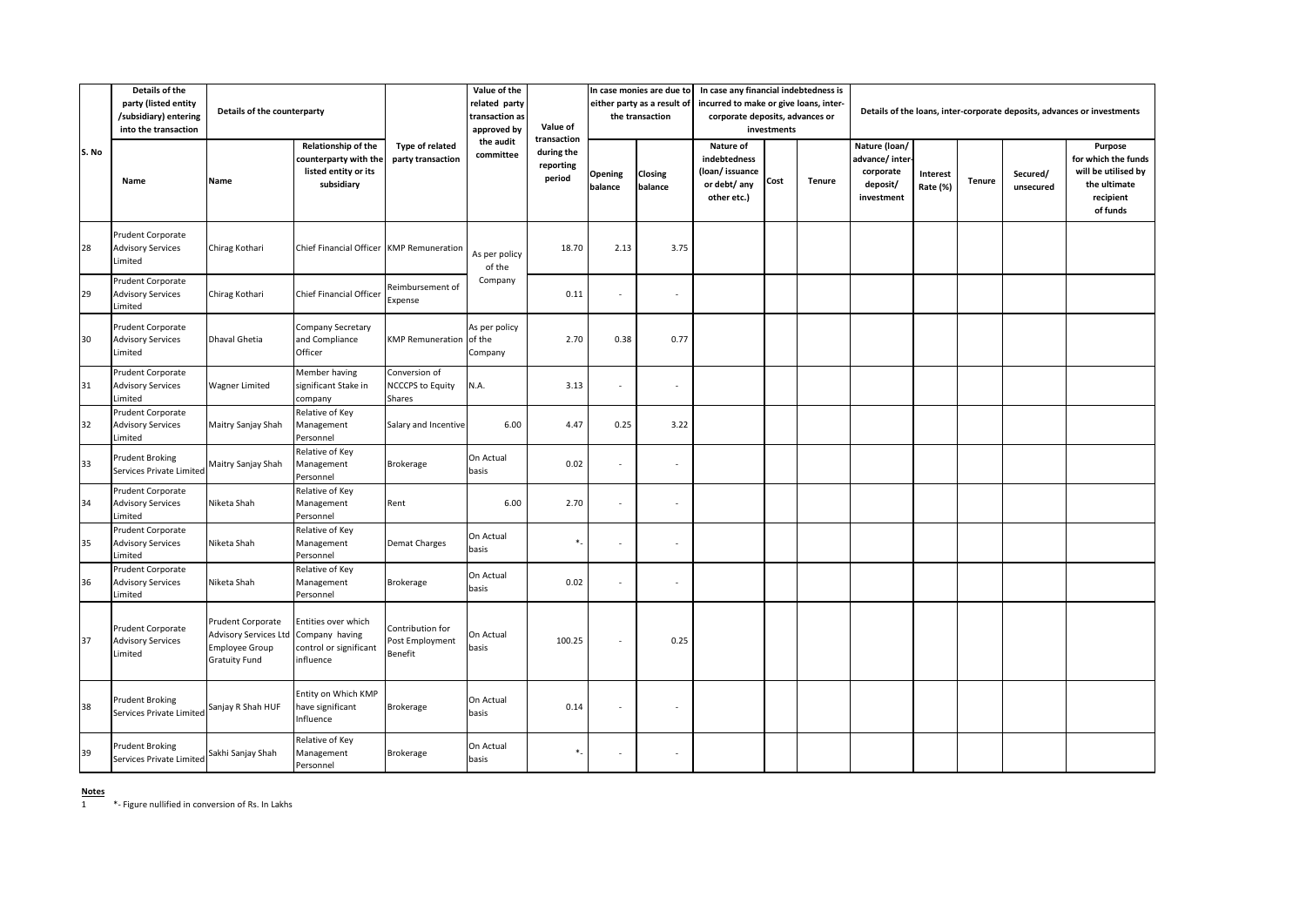| S. No | Details of the party (listed entity /subsidiary) entering into the transaction | Details of the counterparty | | Type of related party transaction | Value of the related party transaction as approved by the audit committee | Value of transaction during the reporting period | In case monies are due to either party as a result of the transaction | | In case any financial indebtedness is incurred to make or give loans, inter-corporate deposits, advances or investments | | | Details of the loans, inter-corporate deposits, advances or investments | | | | |
|---|---|---|---|---|---|---|---|---|---|---|---|---|---|---|---|---|
| | Name | Name | Relationship of the counterparty with the listed entity or its subsidiary | | | | Opening balance | Closing balance | Nature of indebtedness (loan/ issuance or debt/ any other etc.) | Cost | Tenure | Nature (loan/ advance/ inter-corporate deposit/ investment | Interest Rate (%) | Tenure | Secured/ unsecured | Purpose for which the funds will be utilised by the ultimate recipient of funds |
| 28 | Prudent Corporate Advisory Services Limited | Chirag Kothari | Chief Financial Officer | KMP Remuneration | As per policy of the Company | 18.70 | 2.13 | 3.75 | | | | | | | | |
| 29 | Prudent Corporate Advisory Services Limited | Chirag Kothari | Chief Financial Officer | Reimbursement of Expense | | 0.11 | - | - | | | | | | | | |
| 30 | Prudent Corporate Advisory Services Limited | Dhaval Ghetia | Company Secretary and Compliance Officer | KMP Remuneration | As per policy of the Company | 2.70 | 0.38 | 0.77 | | | | | | | | |
| 31 | Prudent Corporate Advisory Services Limited | Wagner Limited | Member having significant Stake in company | Conversion of NCCCPS to Equity Shares | N.A. | 3.13 | - | - | | | | | | | | |
| 32 | Prudent Corporate Advisory Services Limited | Maitry Sanjay Shah | Relative of Key Management Personnel | Salary and Incentive | 6.00 | 4.47 | 0.25 | 3.22 | | | | | | | | |
| 33 | Prudent Broking Services Private Limited | Maitry Sanjay Shah | Relative of Key Management Personnel | Brokerage | On Actual basis | 0.02 | - | - | | | | | | | | |
| 34 | Prudent Corporate Advisory Services Limited | Niketa Shah | Relative of Key Management Personnel | Rent | 6.00 | 2.70 | - | - | | | | | | | | |
| 35 | Prudent Corporate Advisory Services Limited | Niketa Shah | Relative of Key Management Personnel | Demat Charges | On Actual basis | *- | - | - | | | | | | | | |
| 36 | Prudent Corporate Advisory Services Limited | Niketa Shah | Relative of Key Management Personnel | Brokerage | On Actual basis | 0.02 | - | - | | | | | | | | |
| 37 | Prudent Corporate Advisory Services Limited | Prudent Corporate Advisory Services Ltd Employee Group Gratuity Fund | Entities over which Company having control or significant influence | Contribution for Post Employment Benefit | On Actual basis | 100.25 | - | 0.25 | | | | | | | | |
| 38 | Prudent Broking Services Private Limited | Sanjay R Shah HUF | Entity on Which KMP have significant Influence | Brokerage | On Actual basis | 0.14 | - | - | | | | | | | | |
| 39 | Prudent Broking Services Private Limited | Sakhi Sanjay Shah | Relative of Key Management Personnel | Brokerage | On Actual basis | *- | - | - | | | | | | | | |

**Notes**

1 *- Figure nullified in conversion of Rs. In Lakhs